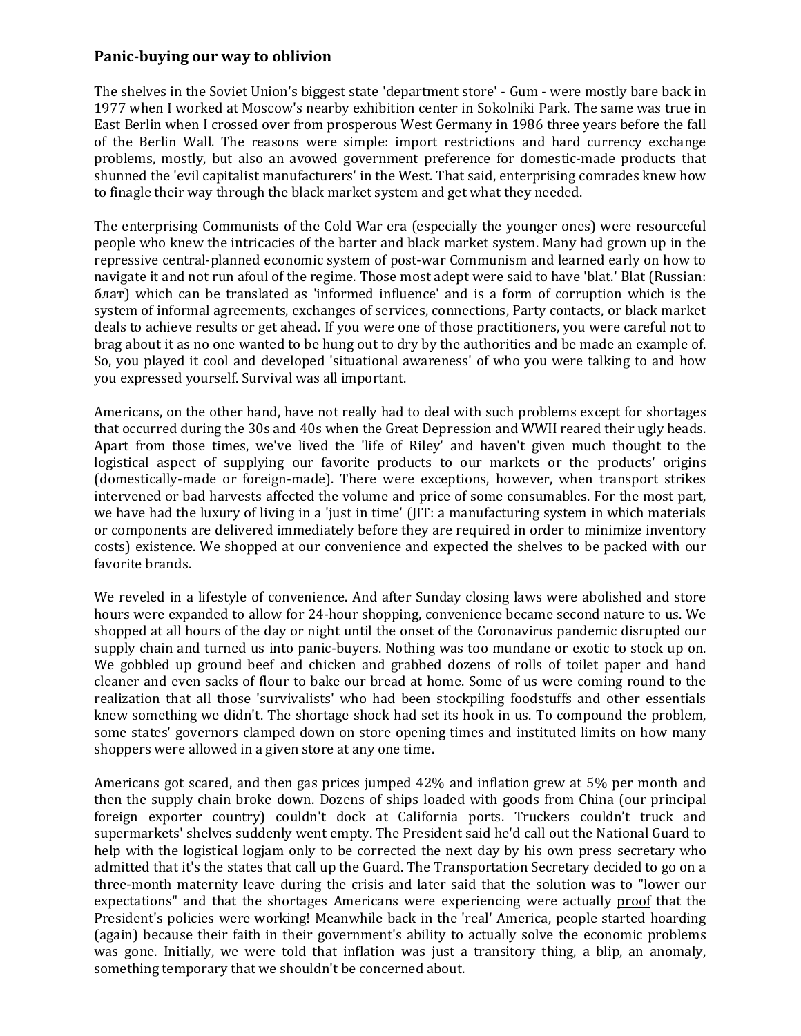### Panic-buying our way to oblivion

The shelves in the Soviet Union's biggest state 'department store' - Gum - were mostly bare back in 1977 when I worked at Moscow's nearby exhibition center in Sokolniki Park. The same was true in East Berlin when I crossed over from prosperous West Germany in 1986 three years before the fall of the Berlin Wall. The reasons were simple: import restrictions and hard currency exchange problems, mostly, but also an avowed government preference for domestic-made products that shunned the 'evil capitalist manufacturers' in the West. That said, enterprising comrades knew how to finagle their way through the black market system and get what they needed.

The enterprising Communists of the Cold War era (especially the younger ones) were resourceful people who knew the intricacies of the barter and black market system. Many had grown up in the repressive central-planned economic system of post-war Communism and learned early on how to navigate it and not run afoul of the regime. Those most adept were said to have 'blat.' Blat (Russian: блат) which can be translated as 'informed influence' and is a form of corruption which is the system of informal agreements, exchanges of services, connections, Party contacts, or black market deals to achieve results or get ahead. If you were one of those practitioners, you were careful not to brag about it as no one wanted to be hung out to dry by the authorities and be made an example of. So, you played it cool and developed 'situational awareness' of who you were talking to and how you expressed yourself. Survival was all important.

Americans, on the other hand, have not really had to deal with such problems except for shortages that occurred during the 30s and 40s when the Great Depression and WWII reared their ugly heads. Apart from those times, we've lived the 'life of Riley' and haven't given much thought to the logistical aspect of supplying our favorite products to our markets or the products' origins (domestically-made or foreign-made). There were exceptions, however, when transport strikes intervened or bad harvests affected the volume and price of some consumables. For the most part, we have had the luxury of living in a 'just in time' (JIT: a manufacturing system in which materials or components are delivered immediately before they are required in order to minimize inventory costs) existence. We shopped at our convenience and expected the shelves to be packed with our favorite brands.

We reveled in a lifestyle of convenience. And after Sunday closing laws were abolished and store hours were expanded to allow for 24-hour shopping, convenience became second nature to us. We shopped at all hours of the day or night until the onset of the Coronavirus pandemic disrupted our supply chain and turned us into panic-buyers. Nothing was too mundane or exotic to stock up on. We gobbled up ground beef and chicken and grabbed dozens of rolls of toilet paper and hand cleaner and even sacks of flour to bake our bread at home. Some of us were coming round to the realization that all those 'survivalists' who had been stockpiling foodstuffs and other essentials knew something we didn't. The shortage shock had set its hook in us. To compound the problem, some states' governors clamped down on store opening times and instituted limits on how many shoppers were allowed in a given store at any one time.

Americans got scared, and then gas prices jumped 42% and inflation grew at 5% per month and then the supply chain broke down. Dozens of ships loaded with goods from China (our principal foreign exporter country) couldn't dock at California ports. Truckers couldn't truck and supermarkets' shelves suddenly went empty. The President said he'd call out the National Guard to help with the logistical logjam only to be corrected the next day by his own press secretary who admitted that it's the states that call up the Guard. The Transportation Secretary decided to go on a three-month maternity leave during the crisis and later said that the solution was to "lower our expectations" and that the shortages Americans were experiencing were actually proof that the President's policies were working! Meanwhile back in the 'real' America, people started hoarding (again) because their faith in their government's ability to actually solve the economic problems was gone. Initially, we were told that inflation was just a transitory thing, a blip, an anomaly, something temporary that we shouldn't be concerned about.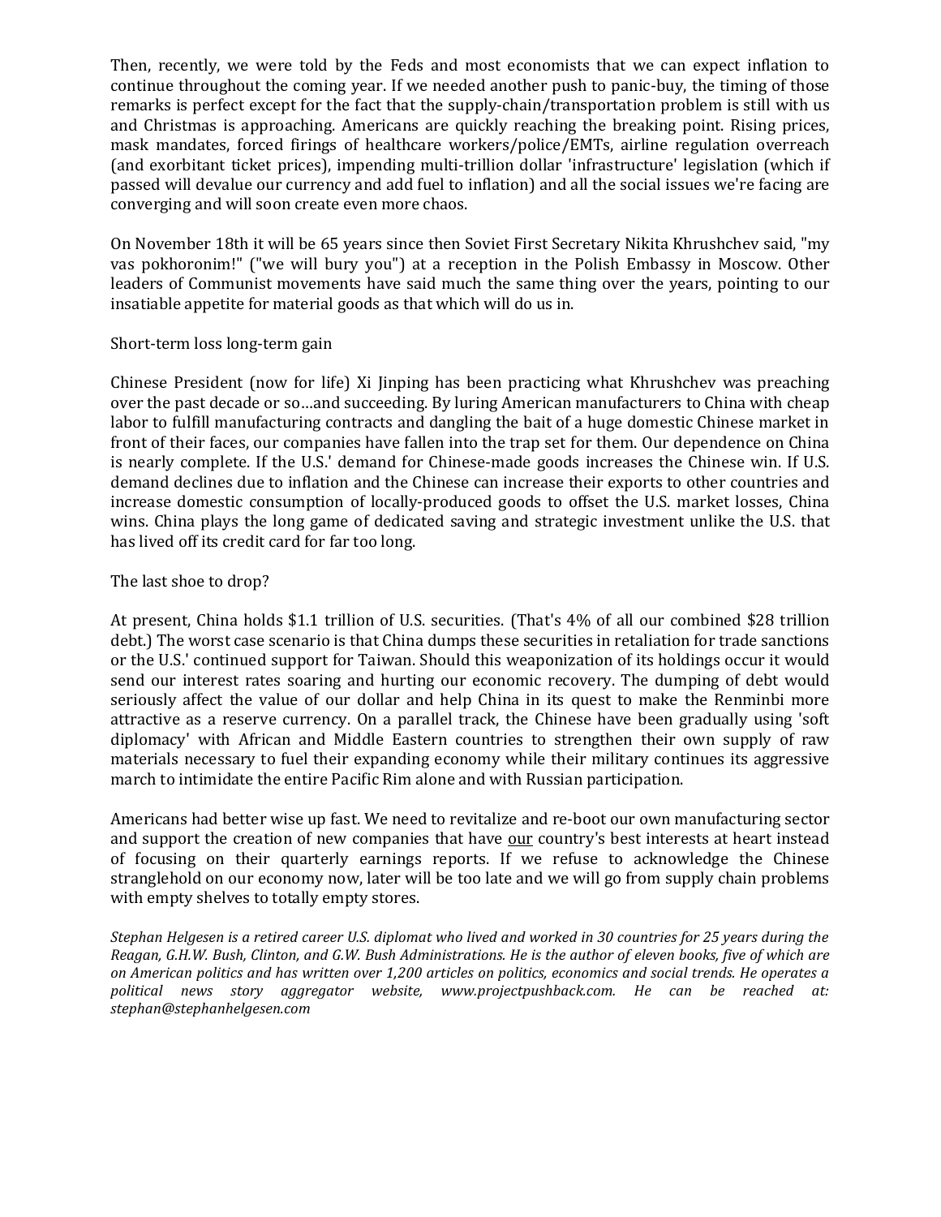Then, recently, we were told by the Feds and most economists that we can expect inflation to continue throughout the coming year. If we needed another push to panic-buy, the timing of those remarks is perfect except for the fact that the supply-chain/transportation problem is still with us and Christmas is approaching. Americans are quickly reaching the breaking point. Rising prices, mask mandates, forced firings of healthcare workers/police/EMTs, airline regulation overreach (and exorbitant ticket prices), impending multi-trillion dollar 'infrastructure' legislation (which if passed will devalue our currency and add fuel to inflation) and all the social issues we're facing are converging and will soon create even more chaos.

On November 18th it will be 65 years since then Soviet First Secretary Nikita Khrushchev said, "my vas pokhoronim!" ("we will bury you") at a reception in the Polish Embassy in Moscow. Other leaders of Communist movements have said much the same thing over the years, pointing to our insatiable appetite for material goods as that which will do us in.

## Short-term loss long-term gain

Chinese President (now for life) Xi Jinping has been practicing what Khrushchev was preaching over the past decade or so…and succeeding. By luring American manufacturers to China with cheap labor to fulfill manufacturing contracts and dangling the bait of a huge domestic Chinese market in front of their faces, our companies have fallen into the trap set for them. Our dependence on China is nearly complete. If the U.S.' demand for Chinese-made goods increases the Chinese win. If U.S. demand declines due to inflation and the Chinese can increase their exports to other countries and increase domestic consumption of locally-produced goods to offset the U.S. market losses, China wins. China plays the long game of dedicated saving and strategic investment unlike the U.S. that has lived off its credit card for far too long.

## The last shoe to drop?

At present, China holds $1.1 trillion of U.S. securities. (That's 4% of all our combined $28 trillion debt.) The worst case scenario is that China dumps these securities in retaliation for trade sanctions or the U.S.' continued support for Taiwan. Should this weaponization of its holdings occur it would send our interest rates soaring and hurting our economic recovery. The dumping of debt would seriously affect the value of our dollar and help China in its quest to make the Renminbi more attractive as a reserve currency. On a parallel track, the Chinese have been gradually using 'soft diplomacy' with African and Middle Eastern countries to strengthen their own supply of raw materials necessary to fuel their expanding economy while their military continues its aggressive march to intimidate the entire Pacific Rim alone and with Russian participation.

Americans had better wise up fast. We need to revitalize and re-boot our own manufacturing sector and support the creation of new companies that have <u>our</u> country's best interests at heart instead of focusing on their quarterly earnings reports. If we refuse to acknowledge the Chinese stranglehold on our economy now, later will be too late and we will go from supply chain problems with empty shelves to totally empty stores.

*Stephan Helgesen is a retired career U.S. diplomat who lived and worked in 30 countries for 25 years during the Reagan, G.H.W. Bush, Clinton, and G.W. Bush Administrations. He is the author of eleven books, five of which are on American politics and has written over 1,200 articles on politics, economics and social trends. He operates a political news story aggregator website, www.projectpushback.com. He can be reached at: stephan@stephanhelgesen.com*